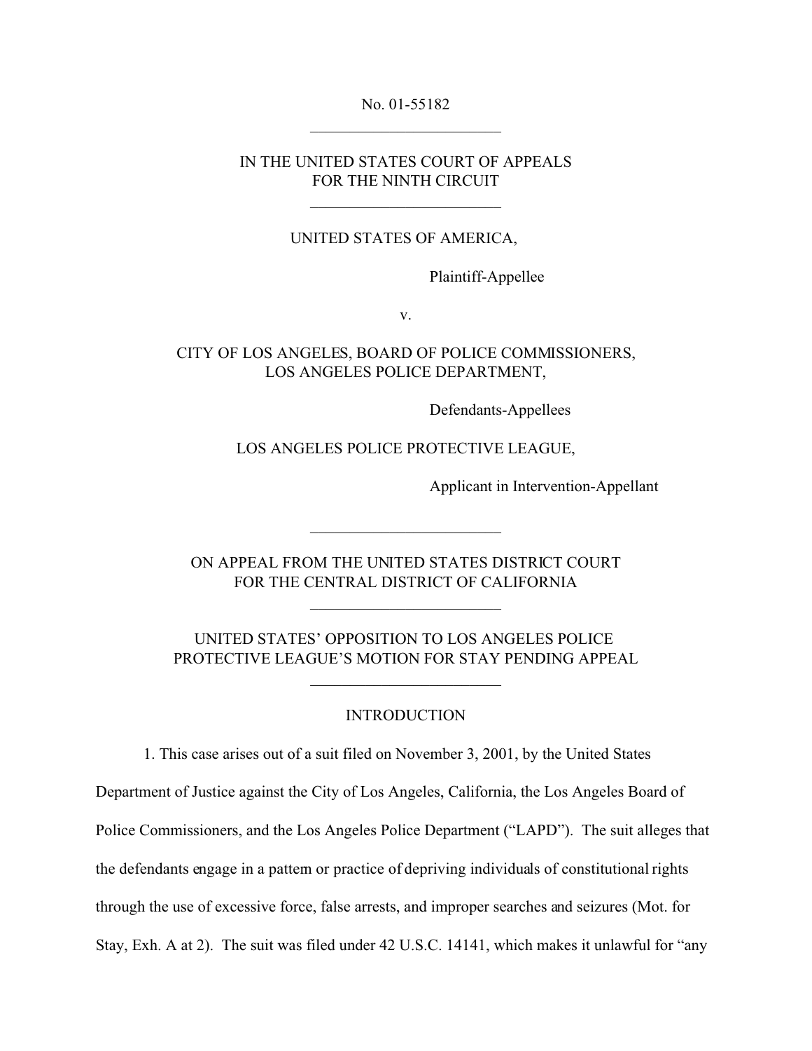No. 01-55182

---

IN THE UNITED STATES COURT OF APPEALS
FOR THE NINTH CIRCUIT

---

UNITED STATES OF AMERICA,

Plaintiff-Appellee

v.

CITY OF LOS ANGELES, BOARD OF POLICE COMMISSIONERS,
LOS ANGELES POLICE DEPARTMENT,

Defendants-Appellees

LOS ANGELES POLICE PROTECTIVE LEAGUE,

Applicant in Intervention-Appellant

---

ON APPEAL FROM THE UNITED STATES DISTRICT COURT
FOR THE CENTRAL DISTRICT OF CALIFORNIA

---

UNITED STATES' OPPOSITION TO LOS ANGELES POLICE
PROTECTIVE LEAGUE'S MOTION FOR STAY PENDING APPEAL

---

## INTRODUCTION

1. This case arises out of a suit filed on November 3, 2001, by the United States Department of Justice against the City of Los Angeles, California, the Los Angeles Board of Police Commissioners, and the Los Angeles Police Department ("LAPD"). The suit alleges that the defendants engage in a pattern or practice of depriving individuals of constitutional rights through the use of excessive force, false arrests, and improper searches and seizures (Mot. for Stay, Exh. A at 2). The suit was filed under 42 U.S.C. 14141, which makes it unlawful for "any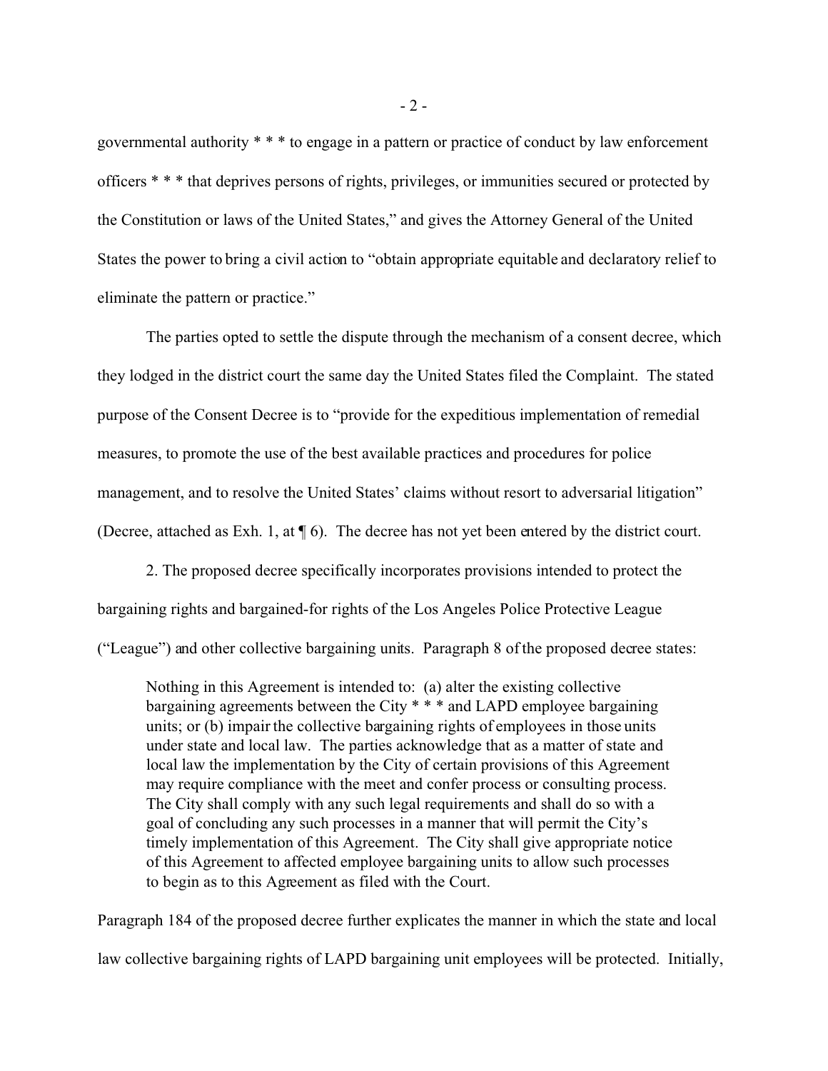governmental authority * * * to engage in a pattern or practice of conduct by law enforcement officers * * * that deprives persons of rights, privileges, or immunities secured or protected by the Constitution or laws of the United States," and gives the Attorney General of the United States the power to bring a civil action to "obtain appropriate equitable and declaratory relief to eliminate the pattern or practice."

The parties opted to settle the dispute through the mechanism of a consent decree, which they lodged in the district court the same day the United States filed the Complaint. The stated purpose of the Consent Decree is to "provide for the expeditious implementation of remedial measures, to promote the use of the best available practices and procedures for police management, and to resolve the United States' claims without resort to adversarial litigation" (Decree, attached as Exh. 1, at ¶ 6). The decree has not yet been entered by the district court.

2. The proposed decree specifically incorporates provisions intended to protect the bargaining rights and bargained-for rights of the Los Angeles Police Protective League ("League") and other collective bargaining units. Paragraph 8 of the proposed decree states:

> Nothing in this Agreement is intended to: (a) alter the existing collective bargaining agreements between the City * * * and LAPD employee bargaining units; or (b) impair the collective bargaining rights of employees in those units under state and local law. The parties acknowledge that as a matter of state and local law the implementation by the City of certain provisions of this Agreement may require compliance with the meet and confer process or consulting process. The City shall comply with any such legal requirements and shall do so with a goal of concluding any such processes in a manner that will permit the City's timely implementation of this Agreement. The City shall give appropriate notice of this Agreement to affected employee bargaining units to allow such processes to begin as to this Agreement as filed with the Court.

Paragraph 184 of the proposed decree further explicates the manner in which the state and local law collective bargaining rights of LAPD bargaining unit employees will be protected. Initially,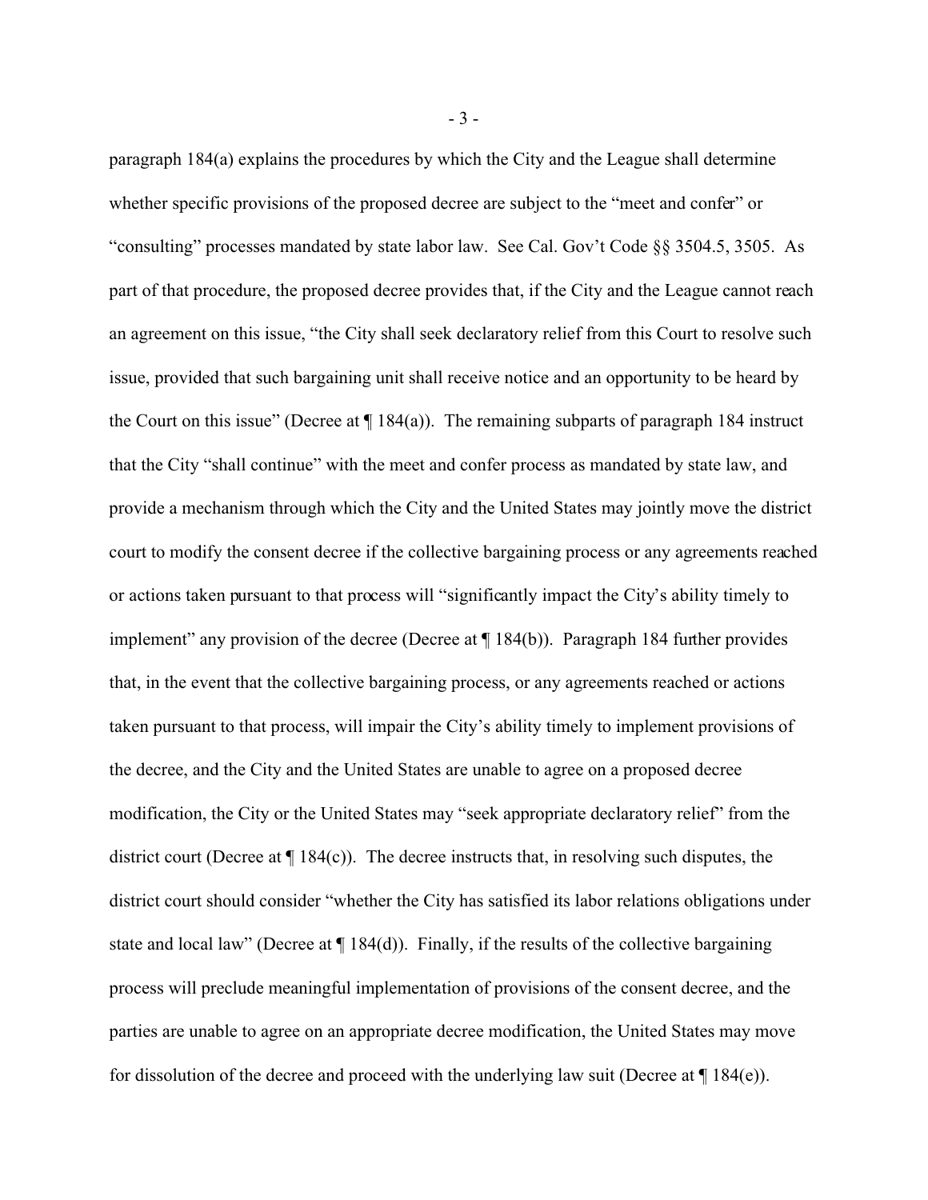paragraph 184(a) explains the procedures by which the City and the League shall determine whether specific provisions of the proposed decree are subject to the "meet and confer" or "consulting" processes mandated by state labor law. See Cal. Gov't Code §§ 3504.5, 3505. As part of that procedure, the proposed decree provides that, if the City and the League cannot reach an agreement on this issue, "the City shall seek declaratory relief from this Court to resolve such issue, provided that such bargaining unit shall receive notice and an opportunity to be heard by the Court on this issue" (Decree at ¶ 184(a)). The remaining subparts of paragraph 184 instruct that the City "shall continue" with the meet and confer process as mandated by state law, and provide a mechanism through which the City and the United States may jointly move the district court to modify the consent decree if the collective bargaining process or any agreements reached or actions taken pursuant to that process will "significantly impact the City's ability timely to implement" any provision of the decree (Decree at ¶ 184(b)). Paragraph 184 further provides that, in the event that the collective bargaining process, or any agreements reached or actions taken pursuant to that process, will impair the City's ability timely to implement provisions of the decree, and the City and the United States are unable to agree on a proposed decree modification, the City or the United States may "seek appropriate declaratory relief" from the district court (Decree at ¶ 184(c)). The decree instructs that, in resolving such disputes, the district court should consider "whether the City has satisfied its labor relations obligations under state and local law" (Decree at ¶ 184(d)). Finally, if the results of the collective bargaining process will preclude meaningful implementation of provisions of the consent decree, and the parties are unable to agree on an appropriate decree modification, the United States may move for dissolution of the decree and proceed with the underlying law suit (Decree at ¶ 184(e)).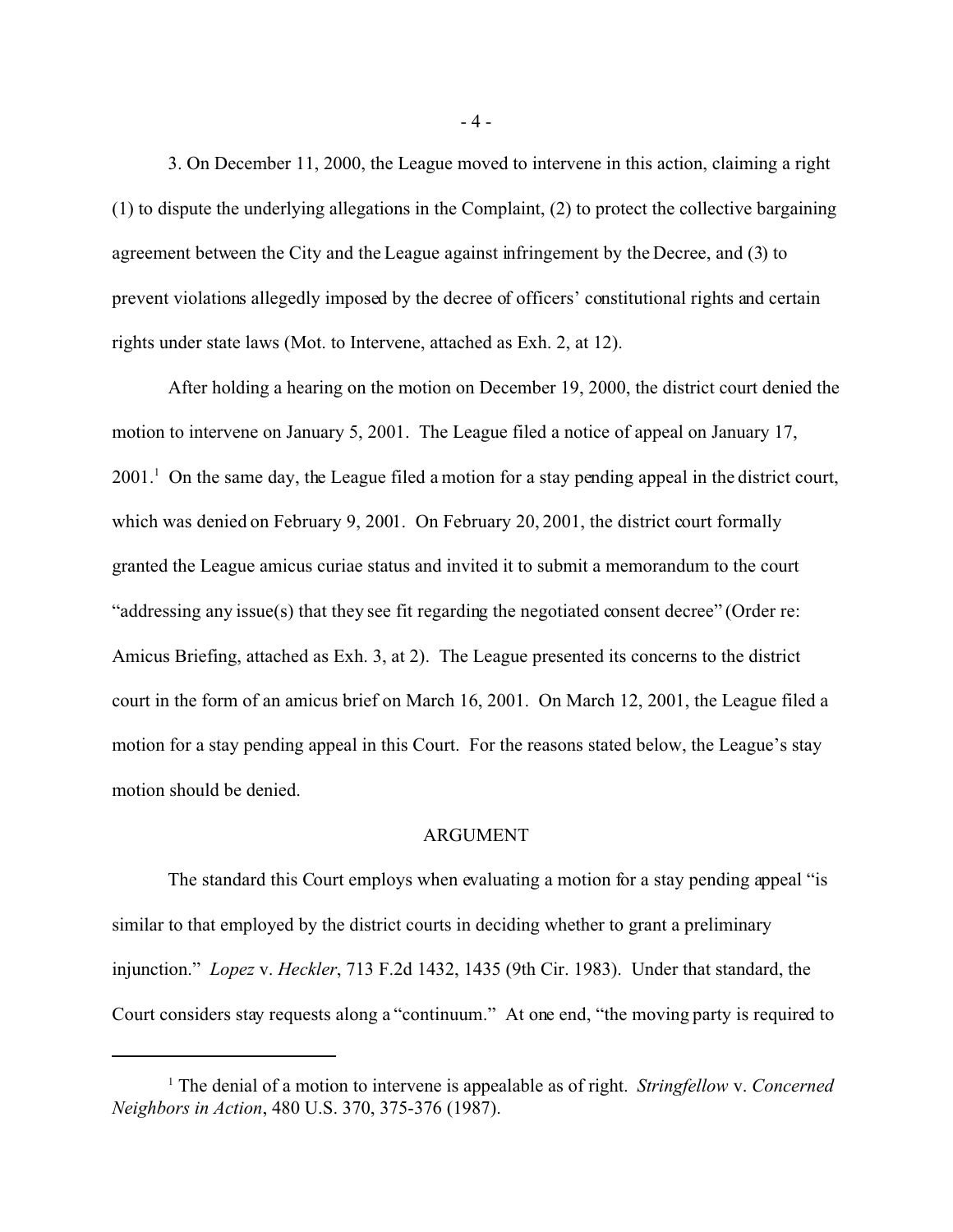3. On December 11, 2000, the League moved to intervene in this action, claiming a right (1) to dispute the underlying allegations in the Complaint, (2) to protect the collective bargaining agreement between the City and the League against infringement by the Decree, and (3) to prevent violations allegedly imposed by the decree of officers' constitutional rights and certain rights under state laws (Mot. to Intervene, attached as Exh. 2, at 12).

After holding a hearing on the motion on December 19, 2000, the district court denied the motion to intervene on January 5, 2001. The League filed a notice of appeal on January 17, 2001.[1] On the same day, the League filed a motion for a stay pending appeal in the district court, which was denied on February 9, 2001. On February 20, 2001, the district court formally granted the League amicus curiae status and invited it to submit a memorandum to the court "addressing any issue(s) that they see fit regarding the negotiated consent decree" (Order re: Amicus Briefing, attached as Exh. 3, at 2). The League presented its concerns to the district court in the form of an amicus brief on March 16, 2001. On March 12, 2001, the League filed a motion for a stay pending appeal in this Court. For the reasons stated below, the League's stay motion should be denied.

## ARGUMENT

The standard this Court employs when evaluating a motion for a stay pending appeal "is similar to that employed by the district courts in deciding whether to grant a preliminary injunction." *Lopez* v. *Heckler*, 713 F.2d 1432, 1435 (9th Cir. 1983). Under that standard, the Court considers stay requests along a "continuum." At one end, "the moving party is required to

---

[1] The denial of a motion to intervene is appealable as of right. *Stringfellow* v. *Concerned Neighbors in Action*, 480 U.S. 370, 375-376 (1987).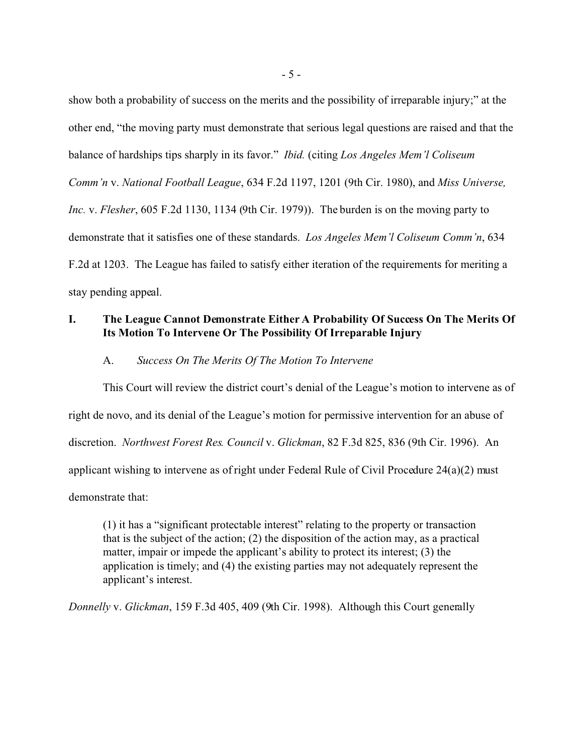show both a probability of success on the merits and the possibility of irreparable injury;" at the other end, "the moving party must demonstrate that serious legal questions are raised and that the balance of hardships tips sharply in its favor." *Ibid.* (citing *Los Angeles Mem'l Coliseum Comm'n* v. *National Football League*, 634 F.2d 1197, 1201 (9th Cir. 1980), and *Miss Universe, Inc.* v. *Flesher*, 605 F.2d 1130, 1134 (9th Cir. 1979)). The burden is on the moving party to demonstrate that it satisfies one of these standards. *Los Angeles Mem'l Coliseum Comm'n*, 634 F.2d at 1203. The League has failed to satisfy either iteration of the requirements for meriting a stay pending appeal.

## I. The League Cannot Demonstrate Either A Probability Of Success On The Merits Of Its Motion To Intervene Or The Possibility Of Irreparable Injury

### A. *Success On The Merits Of The Motion To Intervene*

This Court will review the district court's denial of the League's motion to intervene as of right de novo, and its denial of the League's motion for permissive intervention for an abuse of discretion. *Northwest Forest Res. Council* v. *Glickman*, 82 F.3d 825, 836 (9th Cir. 1996). An applicant wishing to intervene as of right under Federal Rule of Civil Procedure 24(a)(2) must demonstrate that:

> (1) it has a "significant protectable interest" relating to the property or transaction that is the subject of the action; (2) the disposition of the action may, as a practical matter, impair or impede the applicant's ability to protect its interest; (3) the application is timely; and (4) the existing parties may not adequately represent the applicant's interest.

*Donnelly* v. *Glickman*, 159 F.3d 405, 409 (9th Cir. 1998). Although this Court generally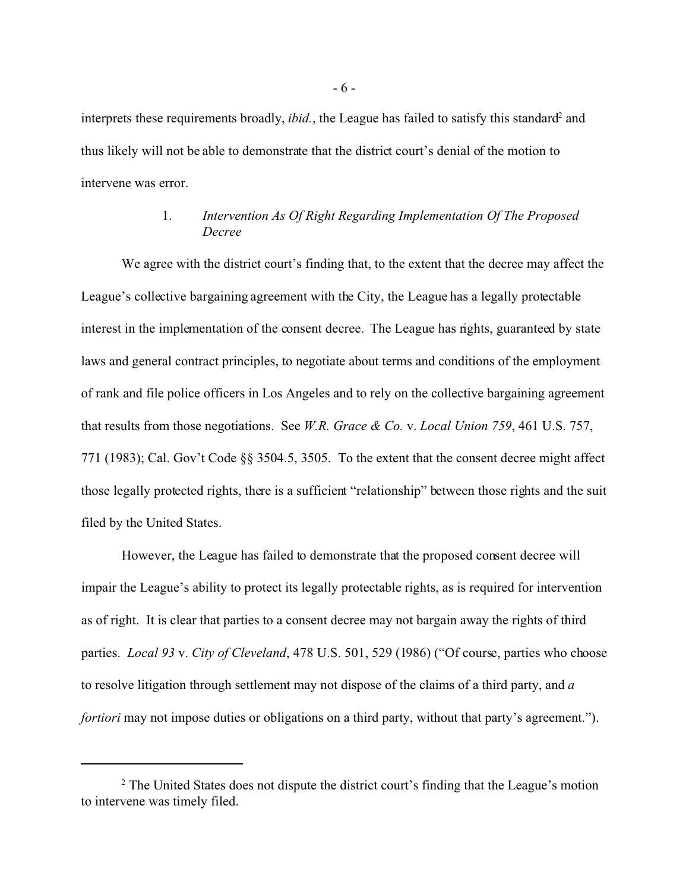interprets these requirements broadly, *ibid.*, the League has failed to satisfy this standard[2] and thus likely will not be able to demonstrate that the district court's denial of the motion to intervene was error.

### 1. *Intervention As Of Right Regarding Implementation Of The Proposed Decree*

We agree with the district court's finding that, to the extent that the decree may affect the League's collective bargaining agreement with the City, the League has a legally protectable interest in the implementation of the consent decree. The League has rights, guaranteed by state laws and general contract principles, to negotiate about terms and conditions of the employment of rank and file police officers in Los Angeles and to rely on the collective bargaining agreement that results from those negotiations. See *W.R. Grace & Co.* v. *Local Union 759*, 461 U.S. 757, 771 (1983); Cal. Gov't Code §§ 3504.5, 3505. To the extent that the consent decree might affect those legally protected rights, there is a sufficient "relationship" between those rights and the suit filed by the United States.

However, the League has failed to demonstrate that the proposed consent decree will impair the League's ability to protect its legally protectable rights, as is required for intervention as of right. It is clear that parties to a consent decree may not bargain away the rights of third parties. *Local 93* v. *City of Cleveland*, 478 U.S. 501, 529 (1986) ("Of course, parties who choose to resolve litigation through settlement may not dispose of the claims of a third party, and *a fortiori* may not impose duties or obligations on a third party, without that party's agreement.").

---

[2] The United States does not dispute the district court's finding that the League's motion to intervene was timely filed.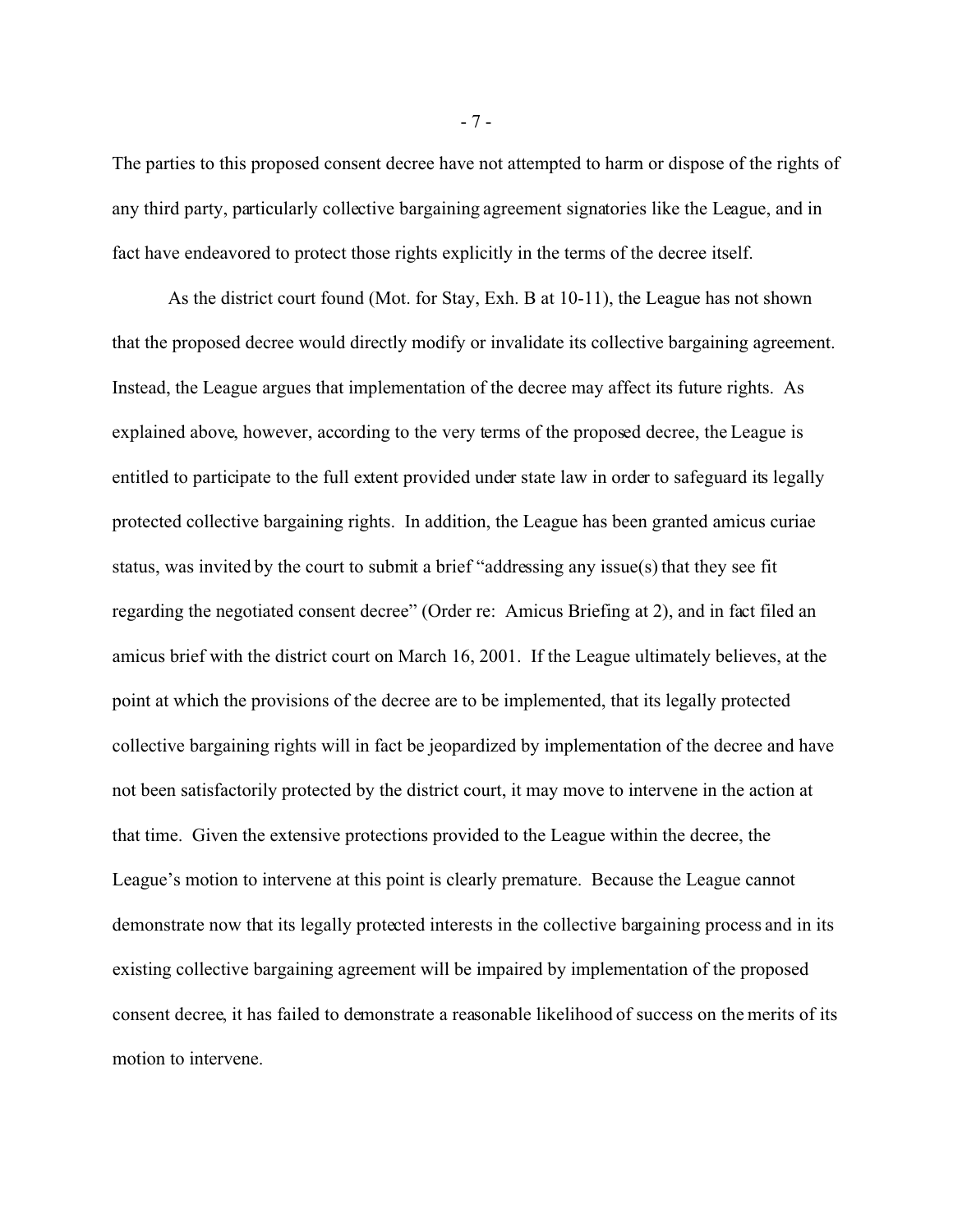The parties to this proposed consent decree have not attempted to harm or dispose of the rights of any third party, particularly collective bargaining agreement signatories like the League, and in fact have endeavored to protect those rights explicitly in the terms of the decree itself.

As the district court found (Mot. for Stay, Exh. B at 10-11), the League has not shown that the proposed decree would directly modify or invalidate its collective bargaining agreement. Instead, the League argues that implementation of the decree may affect its future rights. As explained above, however, according to the very terms of the proposed decree, the League is entitled to participate to the full extent provided under state law in order to safeguard its legally protected collective bargaining rights. In addition, the League has been granted amicus curiae status, was invited by the court to submit a brief "addressing any issue(s) that they see fit regarding the negotiated consent decree" (Order re: Amicus Briefing at 2), and in fact filed an amicus brief with the district court on March 16, 2001. If the League ultimately believes, at the point at which the provisions of the decree are to be implemented, that its legally protected collective bargaining rights will in fact be jeopardized by implementation of the decree and have not been satisfactorily protected by the district court, it may move to intervene in the action at that time. Given the extensive protections provided to the League within the decree, the League's motion to intervene at this point is clearly premature. Because the League cannot demonstrate now that its legally protected interests in the collective bargaining process and in its existing collective bargaining agreement will be impaired by implementation of the proposed consent decree, it has failed to demonstrate a reasonable likelihood of success on the merits of its motion to intervene.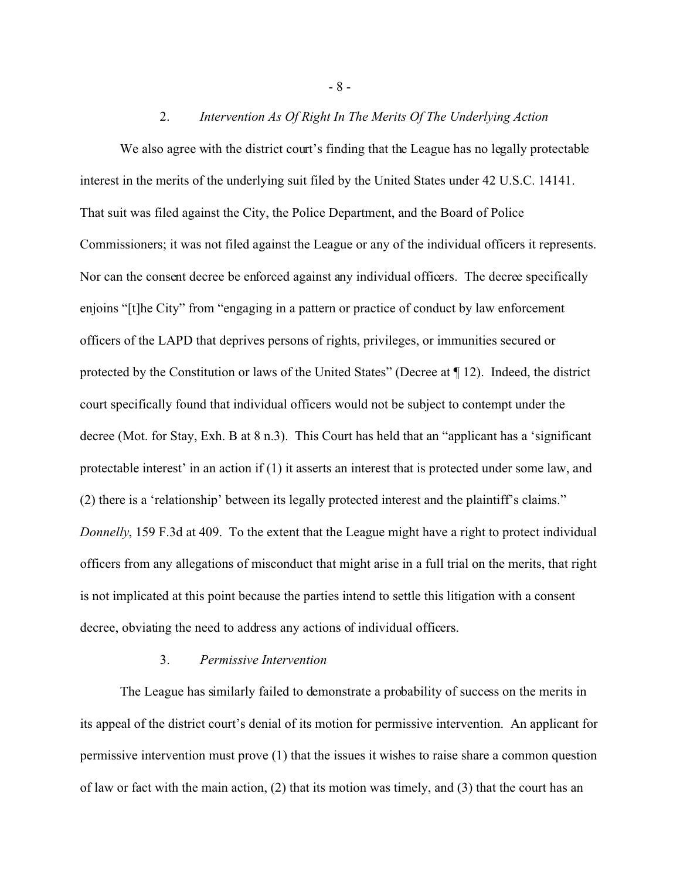### 2. *Intervention As Of Right In The Merits Of The Underlying Action*

We also agree with the district court's finding that the League has no legally protectable interest in the merits of the underlying suit filed by the United States under 42 U.S.C. 14141. That suit was filed against the City, the Police Department, and the Board of Police Commissioners; it was not filed against the League or any of the individual officers it represents. Nor can the consent decree be enforced against any individual officers. The decree specifically enjoins "[t]he City" from "engaging in a pattern or practice of conduct by law enforcement officers of the LAPD that deprives persons of rights, privileges, or immunities secured or protected by the Constitution or laws of the United States" (Decree at ¶ 12). Indeed, the district court specifically found that individual officers would not be subject to contempt under the decree (Mot. for Stay, Exh. B at 8 n.3). This Court has held that an "applicant has a 'significant protectable interest' in an action if (1) it asserts an interest that is protected under some law, and (2) there is a 'relationship' between its legally protected interest and the plaintiff's claims." *Donnelly*, 159 F.3d at 409. To the extent that the League might have a right to protect individual officers from any allegations of misconduct that might arise in a full trial on the merits, that right is not implicated at this point because the parties intend to settle this litigation with a consent decree, obviating the need to address any actions of individual officers.

### 3. *Permissive Intervention*

The League has similarly failed to demonstrate a probability of success on the merits in its appeal of the district court's denial of its motion for permissive intervention. An applicant for permissive intervention must prove (1) that the issues it wishes to raise share a common question of law or fact with the main action, (2) that its motion was timely, and (3) that the court has an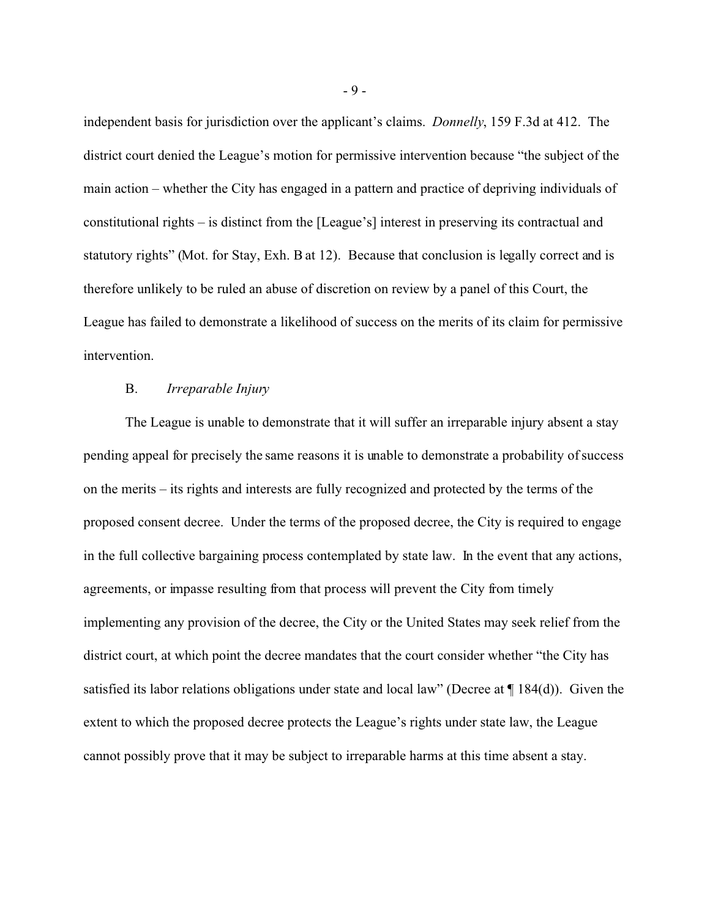independent basis for jurisdiction over the applicant's claims. *Donnelly*, 159 F.3d at 412. The district court denied the League's motion for permissive intervention because "the subject of the main action – whether the City has engaged in a pattern and practice of depriving individuals of constitutional rights – is distinct from the [League's] interest in preserving its contractual and statutory rights" (Mot. for Stay, Exh. B at 12). Because that conclusion is legally correct and is therefore unlikely to be ruled an abuse of discretion on review by a panel of this Court, the League has failed to demonstrate a likelihood of success on the merits of its claim for permissive intervention.

B. *Irreparable Injury*

The League is unable to demonstrate that it will suffer an irreparable injury absent a stay pending appeal for precisely the same reasons it is unable to demonstrate a probability of success on the merits – its rights and interests are fully recognized and protected by the terms of the proposed consent decree. Under the terms of the proposed decree, the City is required to engage in the full collective bargaining process contemplated by state law. In the event that any actions, agreements, or impasse resulting from that process will prevent the City from timely implementing any provision of the decree, the City or the United States may seek relief from the district court, at which point the decree mandates that the court consider whether "the City has satisfied its labor relations obligations under state and local law" (Decree at ¶ 184(d)). Given the extent to which the proposed decree protects the League's rights under state law, the League cannot possibly prove that it may be subject to irreparable harms at this time absent a stay.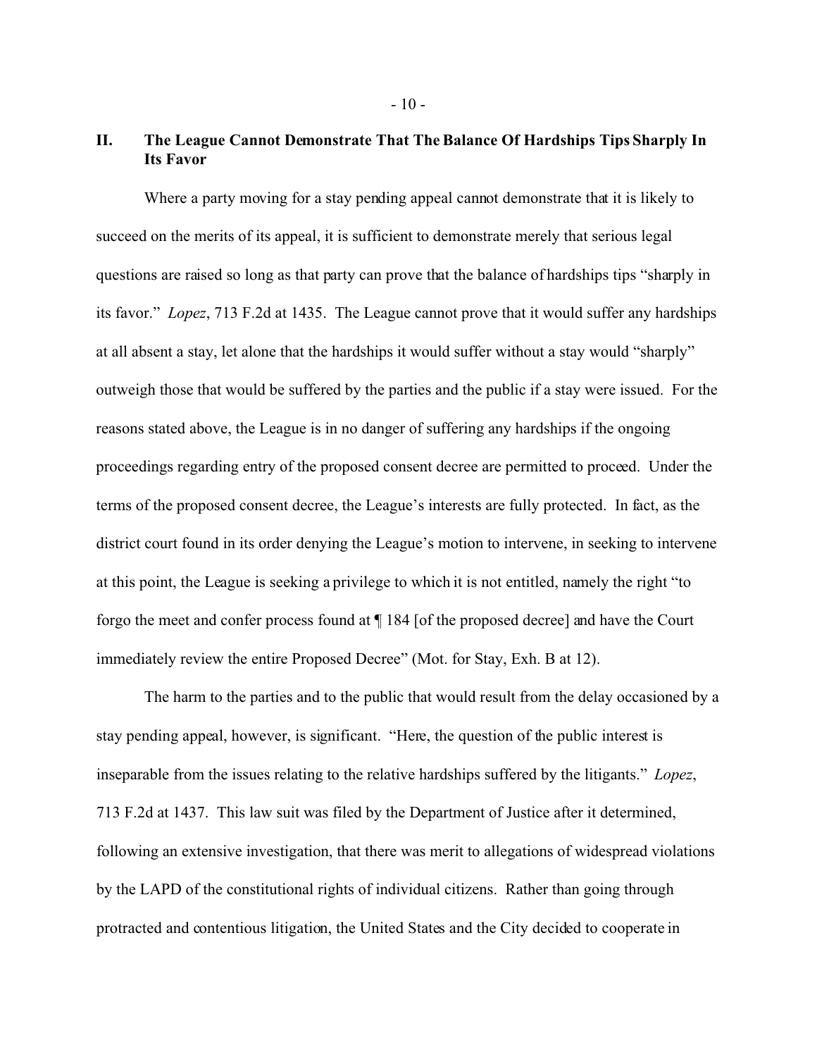## II. The League Cannot Demonstrate That The Balance Of Hardships Tips Sharply In Its Favor

Where a party moving for a stay pending appeal cannot demonstrate that it is likely to succeed on the merits of its appeal, it is sufficient to demonstrate merely that serious legal questions are raised so long as that party can prove that the balance of hardships tips "sharply in its favor." *Lopez*, 713 F.2d at 1435. The League cannot prove that it would suffer any hardships at all absent a stay, let alone that the hardships it would suffer without a stay would "sharply" outweigh those that would be suffered by the parties and the public if a stay were issued. For the reasons stated above, the League is in no danger of suffering any hardships if the ongoing proceedings regarding entry of the proposed consent decree are permitted to proceed. Under the terms of the proposed consent decree, the League's interests are fully protected. In fact, as the district court found in its order denying the League's motion to intervene, in seeking to intervene at this point, the League is seeking a privilege to which it is not entitled, namely the right "to forgo the meet and confer process found at ¶ 184 [of the proposed decree] and have the Court immediately review the entire Proposed Decree" (Mot. for Stay, Exh. B at 12).

The harm to the parties and to the public that would result from the delay occasioned by a stay pending appeal, however, is significant. "Here, the question of the public interest is inseparable from the issues relating to the relative hardships suffered by the litigants." *Lopez*, 713 F.2d at 1437. This law suit was filed by the Department of Justice after it determined, following an extensive investigation, that there was merit to allegations of widespread violations by the LAPD of the constitutional rights of individual citizens. Rather than going through protracted and contentious litigation, the United States and the City decided to cooperate in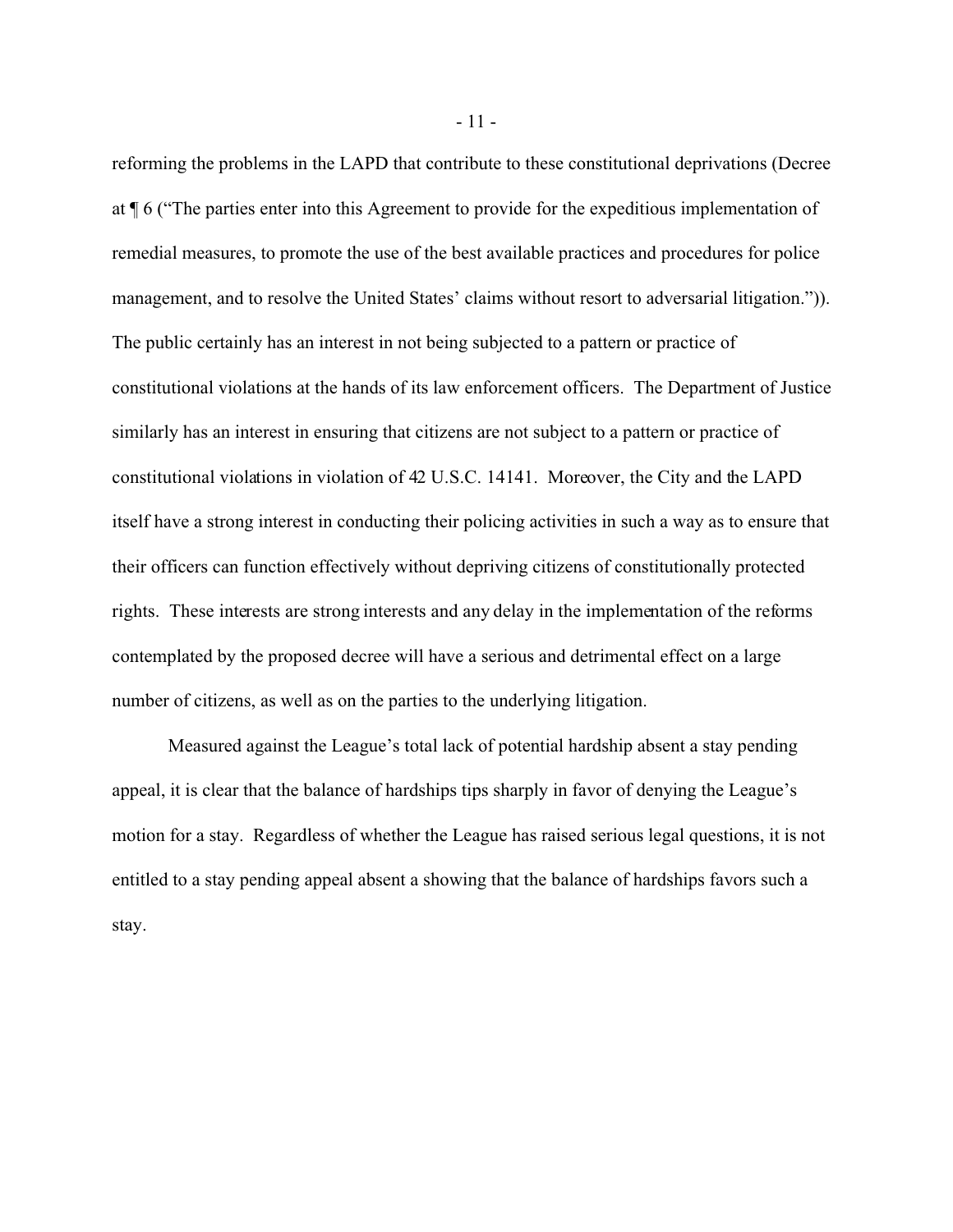reforming the problems in the LAPD that contribute to these constitutional deprivations (Decree at ¶ 6 ("The parties enter into this Agreement to provide for the expeditious implementation of remedial measures, to promote the use of the best available practices and procedures for police management, and to resolve the United States' claims without resort to adversarial litigation.")). The public certainly has an interest in not being subjected to a pattern or practice of constitutional violations at the hands of its law enforcement officers. The Department of Justice similarly has an interest in ensuring that citizens are not subject to a pattern or practice of constitutional violations in violation of 42 U.S.C. 14141. Moreover, the City and the LAPD itself have a strong interest in conducting their policing activities in such a way as to ensure that their officers can function effectively without depriving citizens of constitutionally protected rights. These interests are strong interests and any delay in the implementation of the reforms contemplated by the proposed decree will have a serious and detrimental effect on a large number of citizens, as well as on the parties to the underlying litigation.

Measured against the League's total lack of potential hardship absent a stay pending appeal, it is clear that the balance of hardships tips sharply in favor of denying the League's motion for a stay. Regardless of whether the League has raised serious legal questions, it is not entitled to a stay pending appeal absent a showing that the balance of hardships favors such a stay.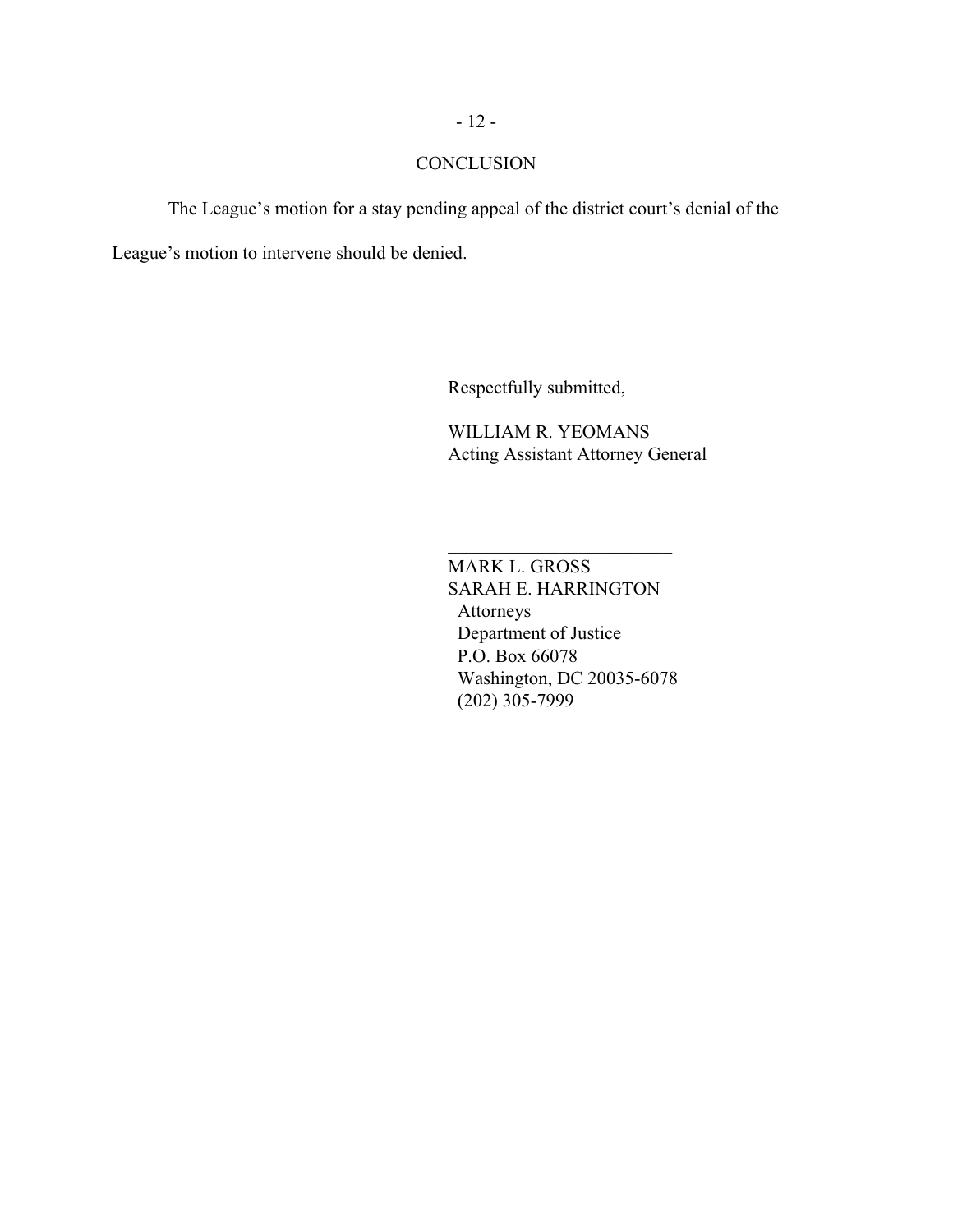## CONCLUSION

The League's motion for a stay pending appeal of the district court's denial of the League's motion to intervene should be denied.

Respectfully submitted,

WILLIAM R. YEOMANS
Acting Assistant Attorney General

\_\_\_\_\_\_\_\_\_\_\_\_\_\_\_\_\_\_\_\_\_\_\_\_

MARK L. GROSS
SARAH E. HARRINGTON
Attorneys
Department of Justice
P.O. Box 66078
Washington, DC 20035-6078
(202) 305-7999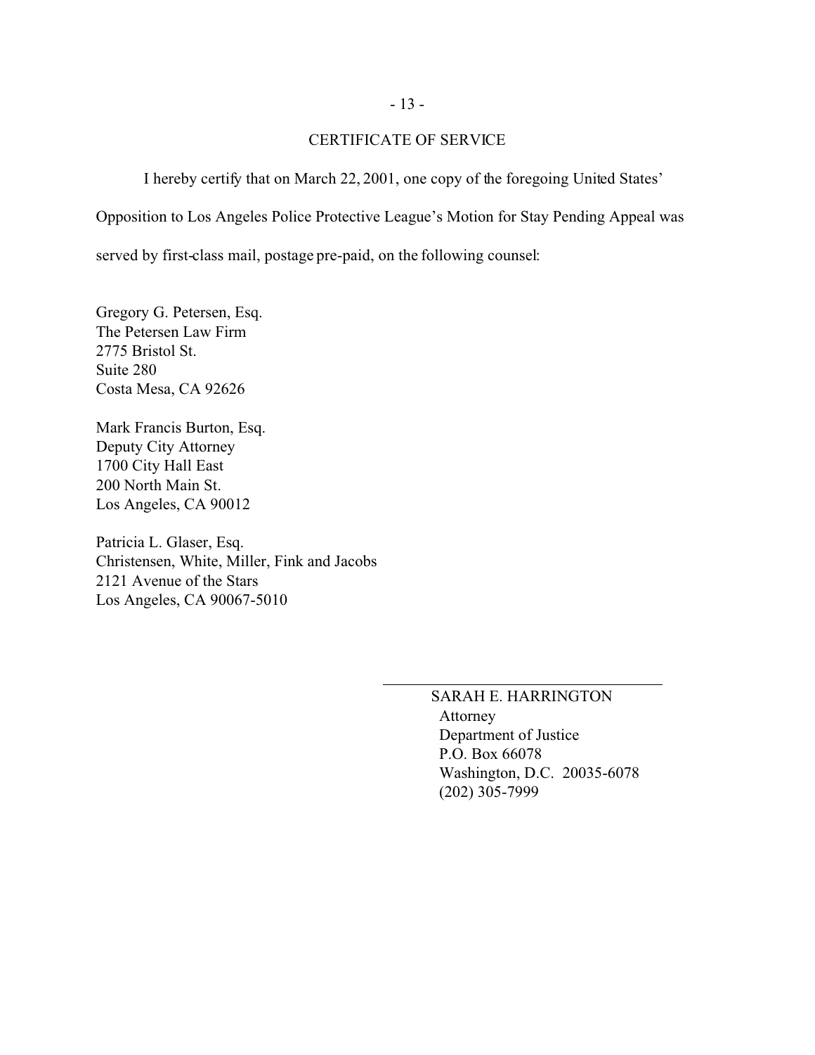## CERTIFICATE OF SERVICE

I hereby certify that on March 22, 2001, one copy of the foregoing United States' Opposition to Los Angeles Police Protective League's Motion for Stay Pending Appeal was served by first-class mail, postage pre-paid, on the following counsel:

Gregory G. Petersen, Esq.
The Petersen Law Firm
2775 Bristol St.
Suite 280
Costa Mesa, CA 92626

Mark Francis Burton, Esq.
Deputy City Attorney
1700 City Hall East
200 North Main St.
Los Angeles, CA 90012

Patricia L. Glaser, Esq.
Christensen, White, Miller, Fink and Jacobs
2121 Avenue of the Stars
Los Angeles, CA 90067-5010

SARAH E. HARRINGTON
Attorney
Department of Justice
P.O. Box 66078
Washington, D.C. 20035-6078
(202) 305-7999